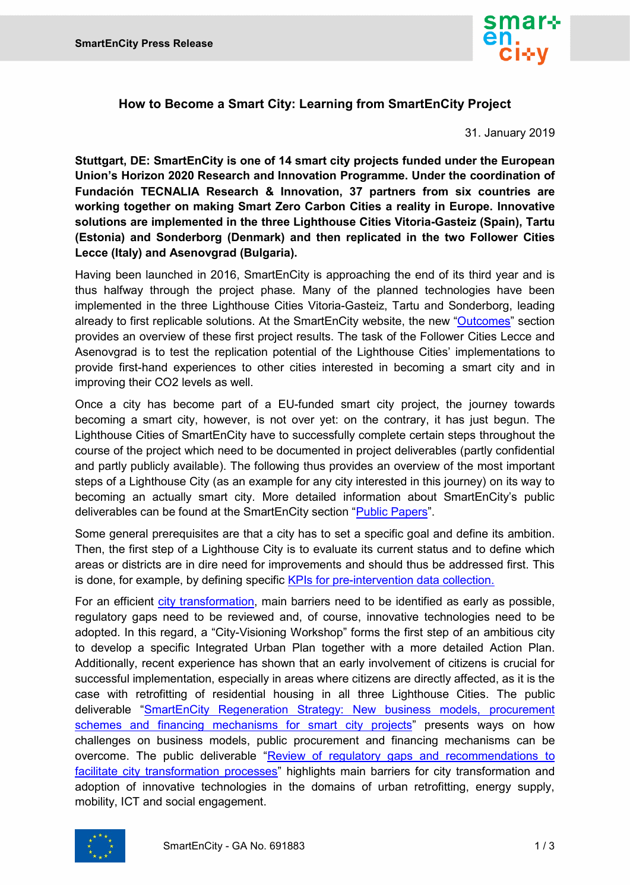# How to Become a Smart City: Learning from SmartEnCity Project

31. January 2019

**Stuttgart, DE: SmartEnCity is one of 14 smart city projects funded under the European Union's Horizon 2020 Research and Innovation Programme. Under the coordination of Fundación TECNALIA Research & Innovation, 37 partners from six countries are working together on making Smart Zero Carbon Cities a reality in Europe. Innovative solutions are implemented in the three Lighthouse Cities Vitoria-Gasteiz (Spain), Tartu (Estonia) and Sonderborg (Denmark) and then replicated in the two Follower Cities Lecce (Italy) and Asenovgrad (Bulgaria).**

Having been launched in 2016, SmartEnCity is approaching the end of its third year and is thus halfway through the project phase. Many of the planned technologies have been implemented in the three Lighthouse Cities Vitoria-Gasteiz, Tartu and Sonderborg, leading already to first replicable solutions. At the SmartEnCity website, the new "Outcomes" section provides an overview of these first project results. The task of the Follower Cities Lecce and Asenovgrad is to test the replication potential of the Lighthouse Cities' implementations to provide first-hand experiences to other cities interested in becoming a smart city and in improving their CO2 levels as well.

Once a city has become part of a EU-funded smart city project, the journey towards becoming a smart city, however, is not over yet: on the contrary, it has just begun. The Lighthouse Cities of SmartEnCity have to successfully complete certain steps throughout the course of the project which need to be documented in project deliverables (partly confidential and partly publicly available). The following thus provides an overview of the most important steps of a Lighthouse City (as an example for any city interested in this journey) on its way to becoming an actually smart city. More detailed information about SmartEnCity's public deliverables can be found at the SmartEnCity section "Public Papers".

Some general prerequisites are that a city has to set a specific goal and define its ambition. Then, the first step of a Lighthouse City is to evaluate its current status and to define which areas or districts are in dire need for improvements and should thus be addressed first. This is done, for example, by defining specific KPIs for pre-intervention data collection.

For an efficient city transformation, main barriers need to be identified as early as possible, regulatory gaps need to be reviewed and, of course, innovative technologies need to be adopted. In this regard, a "City-Visioning Workshop" forms the first step of an ambitious city to develop a specific Integrated Urban Plan together with a more detailed Action Plan. Additionally, recent experience has shown that an early involvement of citizens is crucial for successful implementation, especially in areas where citizens are directly affected, as it is the case with retrofitting of residential housing in all three Lighthouse Cities. The public deliverable "SmartEnCity Regeneration Strategy: New business models, procurement schemes and financing mechanisms for smart city projects" presents ways on how challenges on business models, public procurement and financing mechanisms can be overcome. The public deliverable "Review of regulatory gaps and recommendations to facilitate city transformation processes" highlights main barriers for city transformation and adoption of innovative technologies in the domains of urban retrofitting, energy supply, mobility, ICT and social engagement.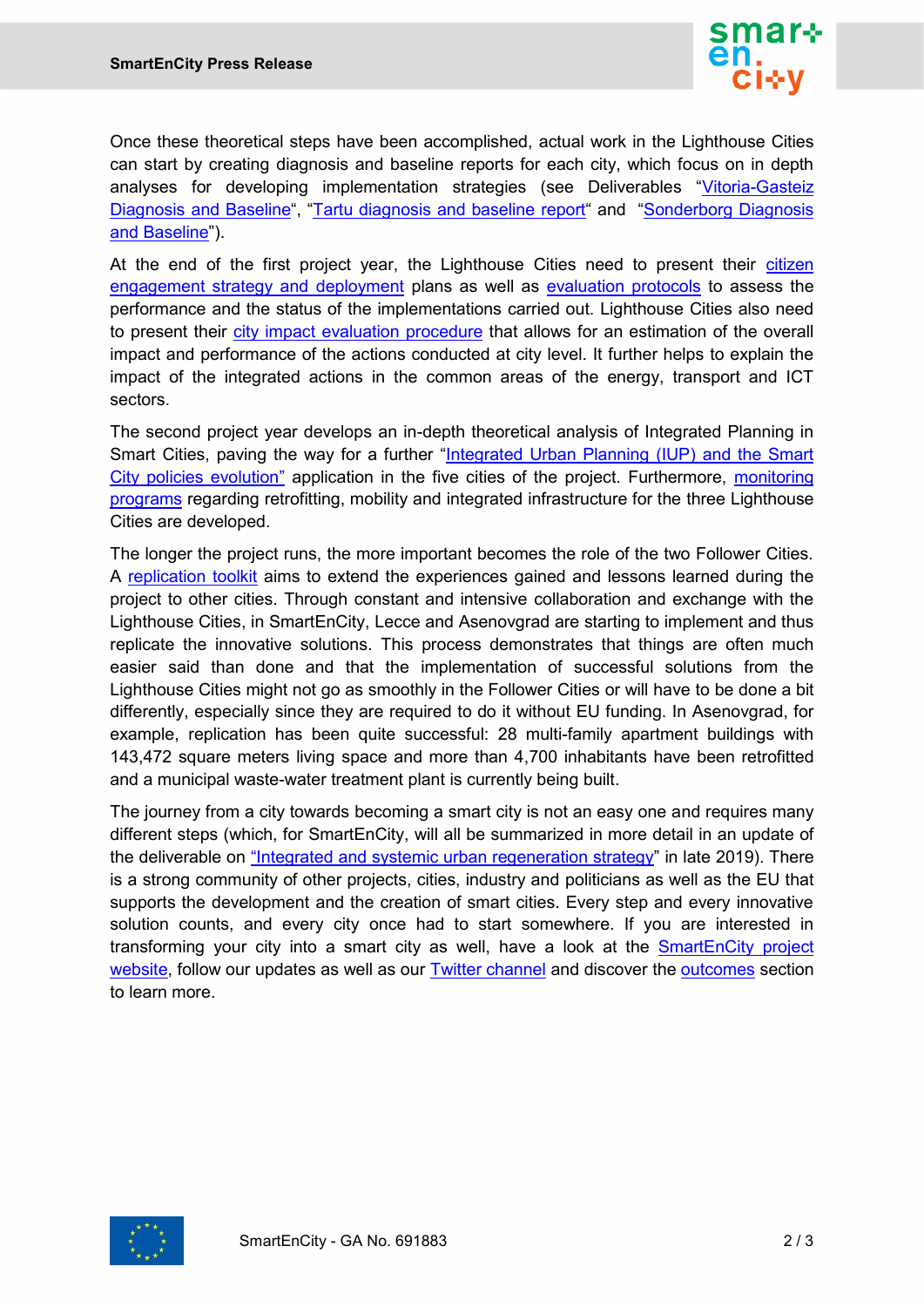Once these theoretical steps have been accomplished, actual work in the Lighthouse Cities can start by creating diagnosis and baseline reports for each city, which focus on in depth analyses for developing implementation strategies (see Deliverables "Vitoria-Gasteiz Diagnosis and Baseline", "Tartu diagnosis and baseline report" and "Sonderborg Diagnosis and Baseline").

At the end of the first project year, the Lighthouse Cities need to present their citizen engagement strategy and deployment plans as well as evaluation protocols to assess the performance and the status of the implementations carried out. Lighthouse Cities also need to present their city impact evaluation procedure that allows for an estimation of the overall impact and performance of the actions conducted at city level. It further helps to explain the impact of the integrated actions in the common areas of the energy, transport and ICT sectors.

The second project year develops an in-depth theoretical analysis of Integrated Planning in Smart Cities, paving the way for a further "Integrated Urban Planning (IUP) and the Smart City policies evolution" application in the five cities of the project. Furthermore, monitoring programs regarding retrofitting, mobility and integrated infrastructure for the three Lighthouse Cities are developed.

The longer the project runs, the more important becomes the role of the two Follower Cities. A replication toolkit aims to extend the experiences gained and lessons learned during the project to other cities. Through constant and intensive collaboration and exchange with the Lighthouse Cities, in SmartEnCity, Lecce and Asenovgrad are starting to implement and thus replicate the innovative solutions. This process demonstrates that things are often much easier said than done and that the implementation of successful solutions from the Lighthouse Cities might not go as smoothly in the Follower Cities or will have to be done a bit differently, especially since they are required to do it without EU funding. In Asenovgrad, for example, replication has been quite successful: 28 multi-family apartment buildings with 143,472 square meters living space and more than 4,700 inhabitants have been retrofitted and a municipal waste-water treatment plant is currently being built.

The journey from a city towards becoming a smart city is not an easy one and requires many different steps (which, for SmartEnCity, will all be summarized in more detail in an update of the deliverable on "Integrated and systemic urban regeneration strategy" in late 2019). There is a strong community of other projects, cities, industry and politicians as well as the EU that supports the development and the creation of smart cities. Every step and every innovative solution counts, and every city once had to start somewhere. If you are interested in transforming your city into a smart city as well, have a look at the SmartEnCity project website, follow our updates as well as our Twitter channel and discover the outcomes section to learn more.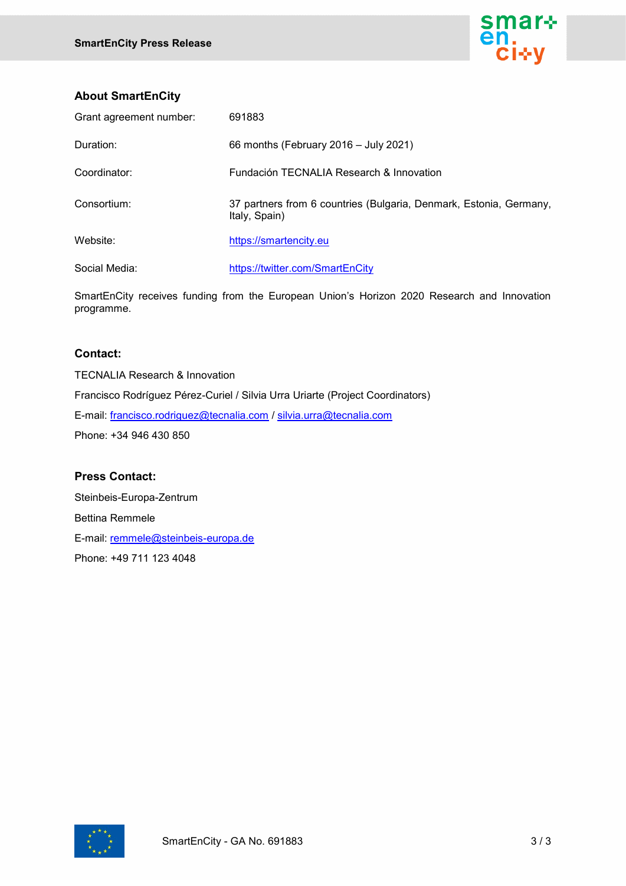## About SmartEnCity

| | |
|---|---|
| Grant agreement number: | 691883 |
| Duration: | 66 months (February 2016 – July 2021) |
| Coordinator: | Fundación TECNALIA Research & Innovation |
| Consortium: | 37 partners from 6 countries (Bulgaria, Denmark, Estonia, Germany, Italy, Spain) |
| Website: | https://smartencity.eu |
| Social Media: | https://twitter.com/SmartEnCity |

SmartEnCity receives funding from the European Union's Horizon 2020 Research and Innovation programme.

### Contact:

TECNALIA Research & Innovation

Francisco Rodríguez Pérez-Curiel / Silvia Urra Uriarte (Project Coordinators)

E-mail: francisco.rodriguez@tecnalia.com / silvia.urra@tecnalia.com

Phone: +34 946 430 850

### Press Contact:

Steinbeis-Europa-Zentrum

Bettina Remmele

E-mail: remmele@steinbeis-europa.de

Phone: +49 711 123 4048